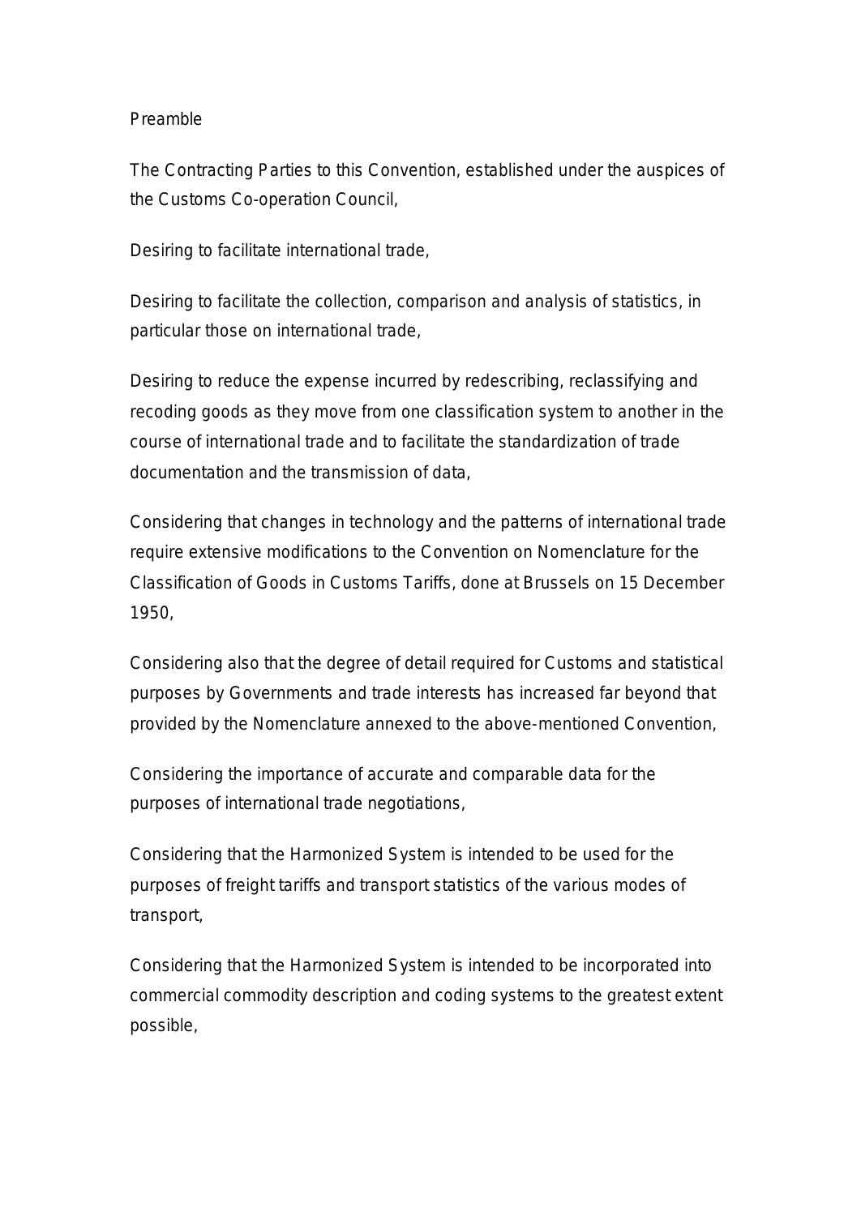# Preamble

The Contracting Parties to this Convention, established under the auspices of the Customs Co-operation Council,

Desiring to facilitate international trade,

Desiring to facilitate the collection, comparison and analysis of statistics, in particular those on international trade,

Desiring to reduce the expense incurred by redescribing, reclassifying and recoding goods as they move from one classification system to another in the course of international trade and to facilitate the standardization of trade documentation and the transmission of data,

Considering that changes in technology and the patterns of international trade require extensive modifications to the Convention on Nomenclature for the Classification of Goods in Customs Tariffs, done at Brussels on 15 December 1950,

Considering also that the degree of detail required for Customs and statistical purposes by Governments and trade interests has increased far beyond that provided by the Nomenclature annexed to the above-mentioned Convention,

Considering the importance of accurate and comparable data for the purposes of international trade negotiations,

Considering that the Harmonized System is intended to be used for the purposes of freight tariffs and transport statistics of the various modes of transport,

Considering that the Harmonized System is intended to be incorporated into commercial commodity description and coding systems to the greatest extent possible,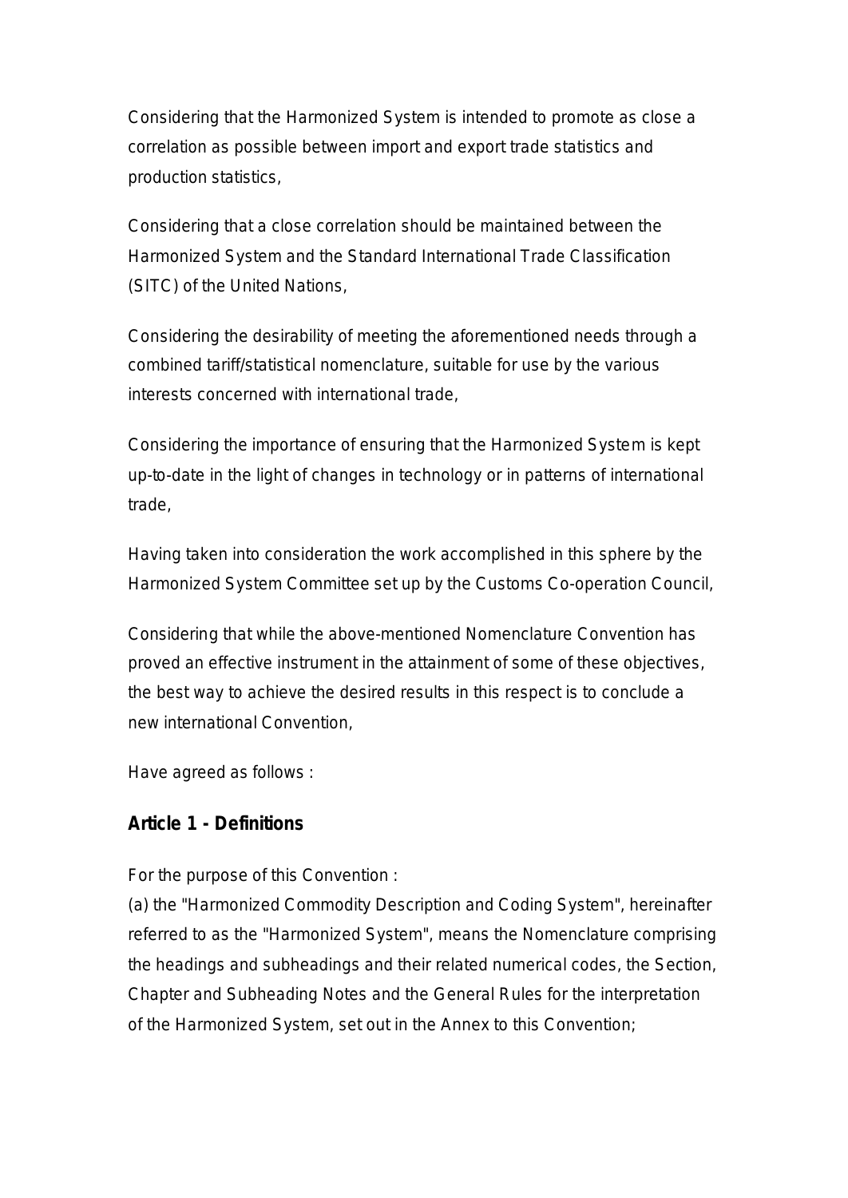Considering that the Harmonized System is intended to promote as close a correlation as possible between import and export trade statistics and production statistics,

Considering that a close correlation should be maintained between the Harmonized System and the Standard International Trade Classification (SITC) of the United Nations,

Considering the desirability of meeting the aforementioned needs through a combined tariff/statistical nomenclature, suitable for use by the various interests concerned with international trade,

Considering the importance of ensuring that the Harmonized System is kept up-to-date in the light of changes in technology or in patterns of international trade,

Having taken into consideration the work accomplished in this sphere by the Harmonized System Committee set up by the Customs Co-operation Council,

Considering that while the above-mentioned Nomenclature Convention has proved an effective instrument in the attainment of some of these objectives, the best way to achieve the desired results in this respect is to conclude a new international Convention,

Have agreed as follows :

**Article 1 - Definitions**

For the purpose of this Convention :
(a) the "Harmonized Commodity Description and Coding System", hereinafter referred to as the "Harmonized System", means the Nomenclature comprising the headings and subheadings and their related numerical codes, the Section, Chapter and Subheading Notes and the General Rules for the interpretation of the Harmonized System, set out in the Annex to this Convention;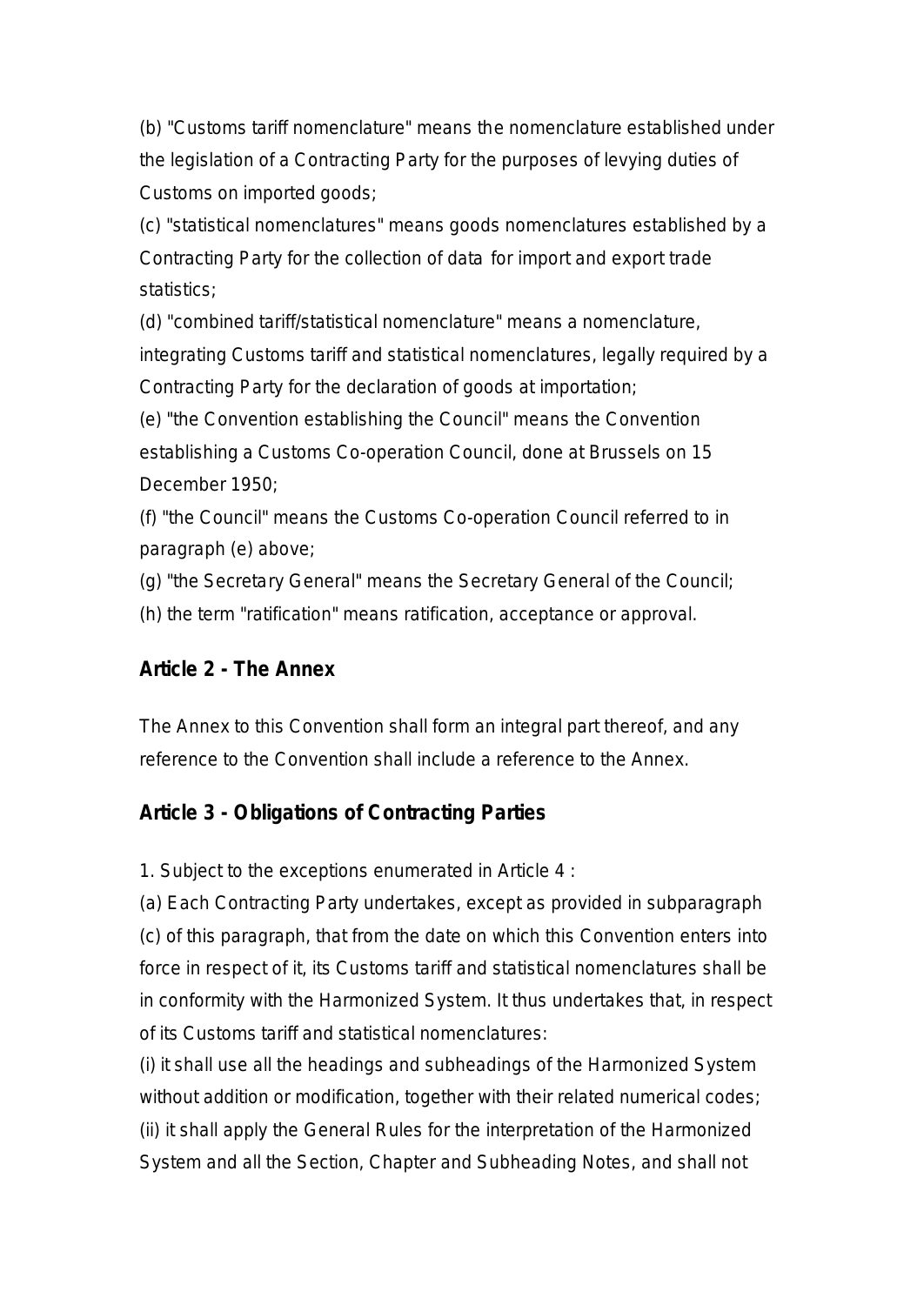(b) "Customs tariff nomenclature" means the nomenclature established under the legislation of a Contracting Party for the purposes of levying duties of Customs on imported goods;

(c) "statistical nomenclatures" means goods nomenclatures established by a Contracting Party for the collection of data for import and export trade statistics;

(d) "combined tariff/statistical nomenclature" means a nomenclature, integrating Customs tariff and statistical nomenclatures, legally required by a Contracting Party for the declaration of goods at importation;

(e) "the Convention establishing the Council" means the Convention establishing a Customs Co-operation Council, done at Brussels on 15 December 1950;

(f) "the Council" means the Customs Co-operation Council referred to in paragraph (e) above;

(g) "the Secretary General" means the Secretary General of the Council;

(h) the term "ratification" means ratification, acceptance or approval.

## Article 2 - The Annex

The Annex to this Convention shall form an integral part thereof, and any reference to the Convention shall include a reference to the Annex.

## Article 3 - Obligations of Contracting Parties

1. Subject to the exceptions enumerated in Article 4 :

(a) Each Contracting Party undertakes, except as provided in subparagraph (c) of this paragraph, that from the date on which this Convention enters into force in respect of it, its Customs tariff and statistical nomenclatures shall be in conformity with the Harmonized System. It thus undertakes that, in respect of its Customs tariff and statistical nomenclatures:

(i) it shall use all the headings and subheadings of the Harmonized System without addition or modification, together with their related numerical codes;

(ii) it shall apply the General Rules for the interpretation of the Harmonized System and all the Section, Chapter and Subheading Notes, and shall not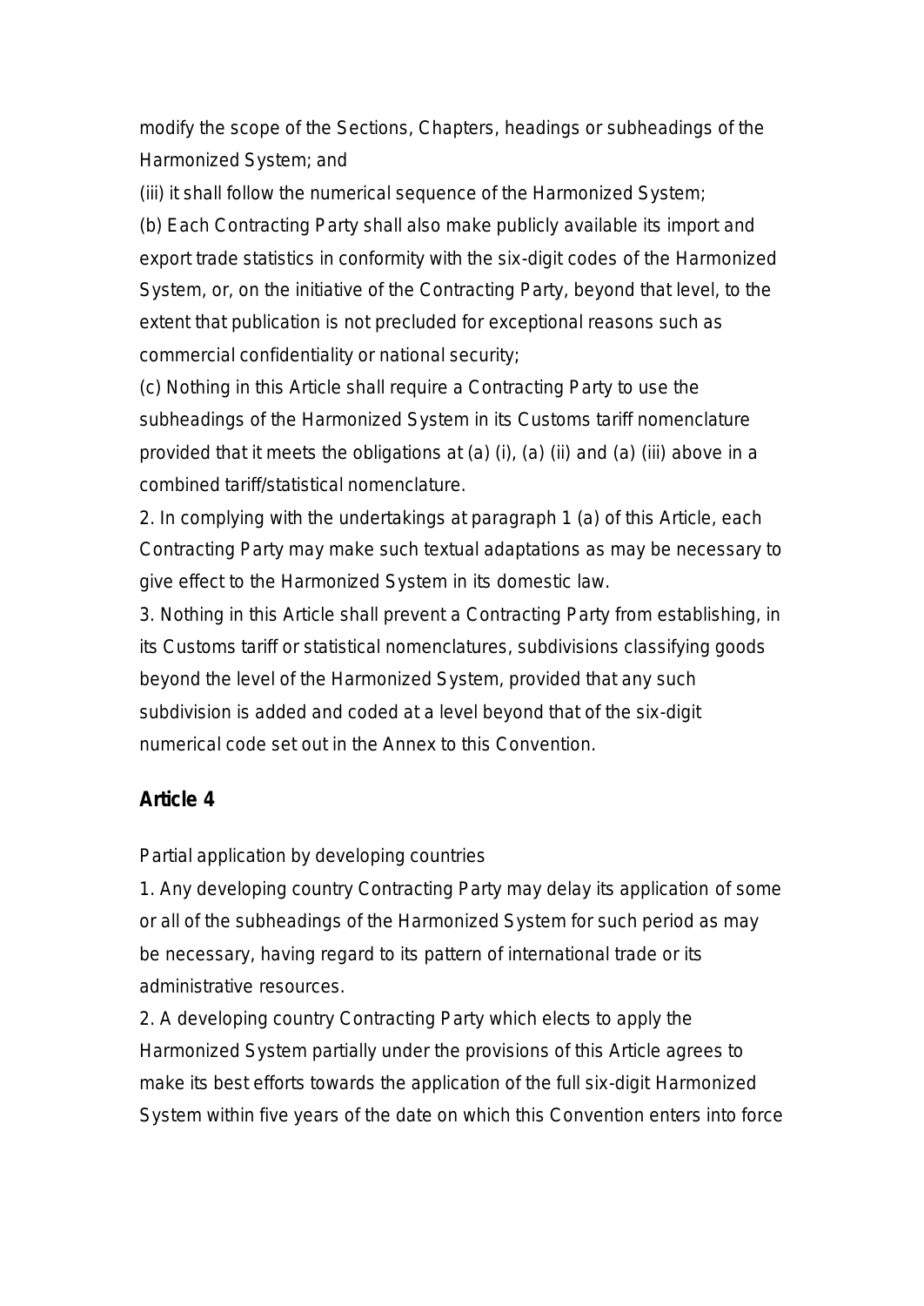modify the scope of the Sections, Chapters, headings or subheadings of the Harmonized System; and

(iii) it shall follow the numerical sequence of the Harmonized System;

(b) Each Contracting Party shall also make publicly available its import and export trade statistics in conformity with the six-digit codes of the Harmonized System, or, on the initiative of the Contracting Party, beyond that level, to the extent that publication is not precluded for exceptional reasons such as commercial confidentiality or national security;

(c) Nothing in this Article shall require a Contracting Party to use the subheadings of the Harmonized System in its Customs tariff nomenclature provided that it meets the obligations at (a) (i), (a) (ii) and (a) (iii) above in a combined tariff/statistical nomenclature.

2. In complying with the undertakings at paragraph 1 (a) of this Article, each Contracting Party may make such textual adaptations as may be necessary to give effect to the Harmonized System in its domestic law.

3. Nothing in this Article shall prevent a Contracting Party from establishing, in its Customs tariff or statistical nomenclatures, subdivisions classifying goods beyond the level of the Harmonized System, provided that any such subdivision is added and coded at a level beyond that of the six-digit numerical code set out in the Annex to this Convention.

## Article 4

Partial application by developing countries

1. Any developing country Contracting Party may delay its application of some or all of the subheadings of the Harmonized System for such period as may be necessary, having regard to its pattern of international trade or its administrative resources.

2. A developing country Contracting Party which elects to apply the Harmonized System partially under the provisions of this Article agrees to make its best efforts towards the application of the full six-digit Harmonized System within five years of the date on which this Convention enters into force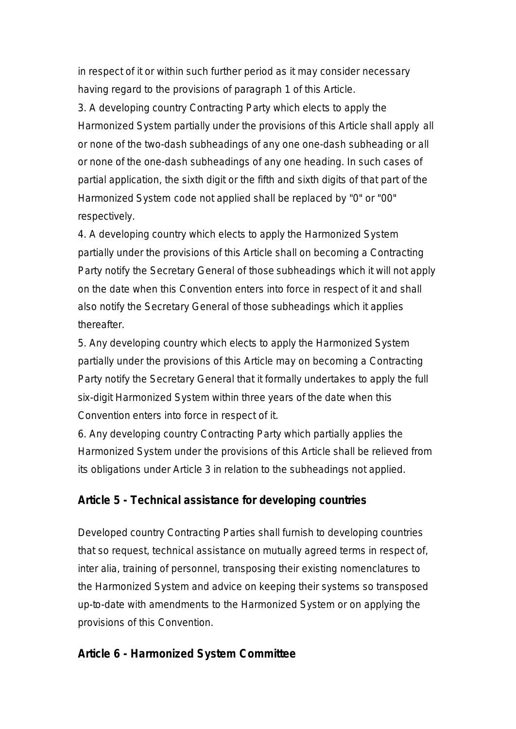in respect of it or within such further period as it may consider necessary having regard to the provisions of paragraph 1 of this Article.

3. A developing country Contracting Party which elects to apply the Harmonized System partially under the provisions of this Article shall apply all or none of the two-dash subheadings of any one one-dash subheading or all or none of the one-dash subheadings of any one heading. In such cases of partial application, the sixth digit or the fifth and sixth digits of that part of the Harmonized System code not applied shall be replaced by "0" or "00" respectively.

4. A developing country which elects to apply the Harmonized System partially under the provisions of this Article shall on becoming a Contracting Party notify the Secretary General of those subheadings which it will not apply on the date when this Convention enters into force in respect of it and shall also notify the Secretary General of those subheadings which it applies thereafter.

5. Any developing country which elects to apply the Harmonized System partially under the provisions of this Article may on becoming a Contracting Party notify the Secretary General that it formally undertakes to apply the full six-digit Harmonized System within three years of the date when this Convention enters into force in respect of it.

6. Any developing country Contracting Party which partially applies the Harmonized System under the provisions of this Article shall be relieved from its obligations under Article 3 in relation to the subheadings not applied.

## Article 5 - Technical assistance for developing countries

Developed country Contracting Parties shall furnish to developing countries that so request, technical assistance on mutually agreed terms in respect of, inter alia, training of personnel, transposing their existing nomenclatures to the Harmonized System and advice on keeping their systems so transposed up-to-date with amendments to the Harmonized System or on applying the provisions of this Convention.

## Article 6 - Harmonized System Committee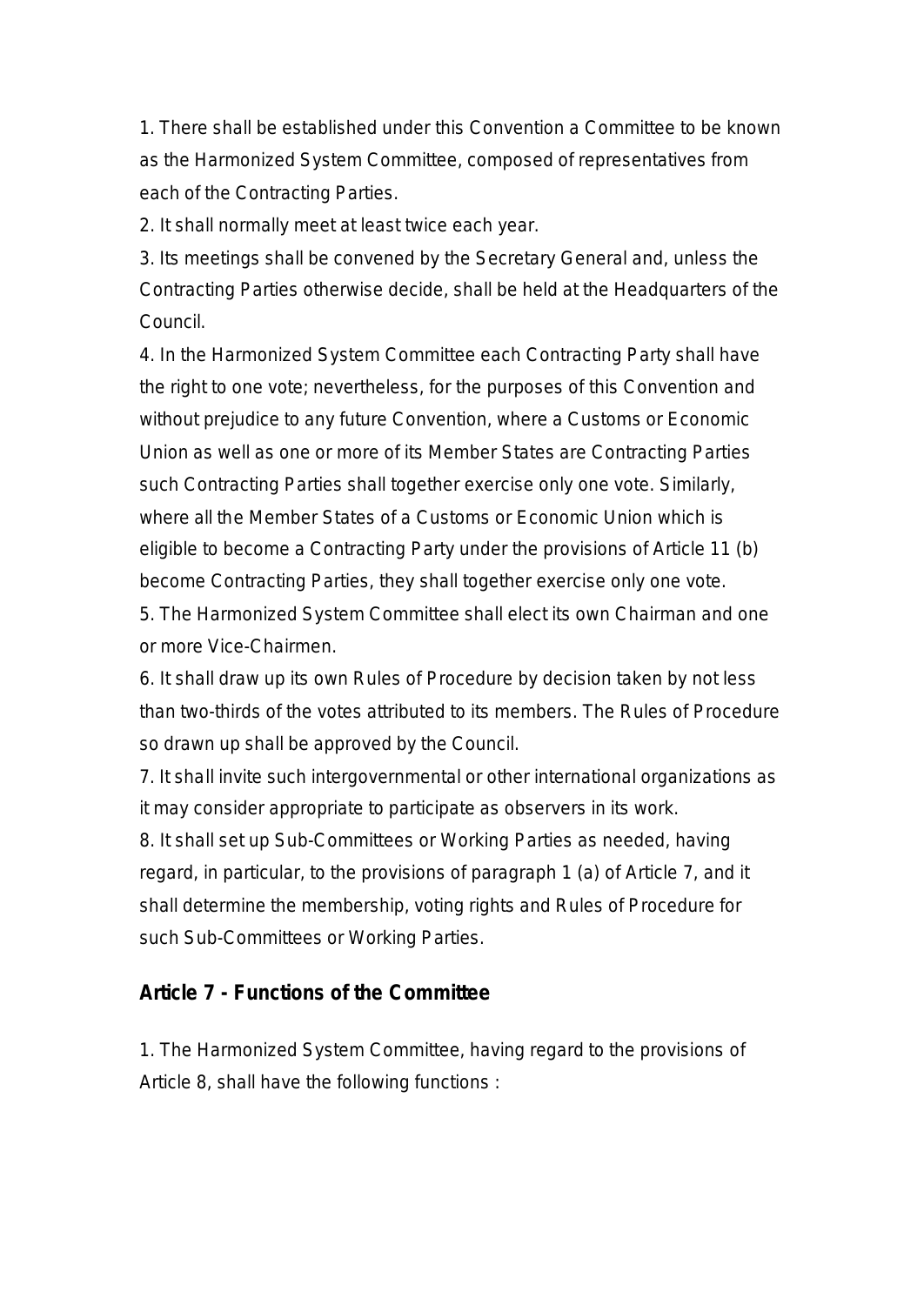1. There shall be established under this Convention a Committee to be known as the Harmonized System Committee, composed of representatives from each of the Contracting Parties.

2. It shall normally meet at least twice each year.

3. Its meetings shall be convened by the Secretary General and, unless the Contracting Parties otherwise decide, shall be held at the Headquarters of the Council.

4. In the Harmonized System Committee each Contracting Party shall have the right to one vote; nevertheless, for the purposes of this Convention and without prejudice to any future Convention, where a Customs or Economic Union as well as one or more of its Member States are Contracting Parties such Contracting Parties shall together exercise only one vote. Similarly, where all the Member States of a Customs or Economic Union which is eligible to become a Contracting Party under the provisions of Article 11 (b) become Contracting Parties, they shall together exercise only one vote.

5. The Harmonized System Committee shall elect its own Chairman and one or more Vice-Chairmen.

6. It shall draw up its own Rules of Procedure by decision taken by not less than two-thirds of the votes attributed to its members. The Rules of Procedure so drawn up shall be approved by the Council.

7. It shall invite such intergovernmental or other international organizations as it may consider appropriate to participate as observers in its work.

8. It shall set up Sub-Committees or Working Parties as needed, having regard, in particular, to the provisions of paragraph 1 (a) of Article 7, and it shall determine the membership, voting rights and Rules of Procedure for such Sub-Committees or Working Parties.

### Article 7 - Functions of the Committee

1. The Harmonized System Committee, having regard to the provisions of Article 8, shall have the following functions :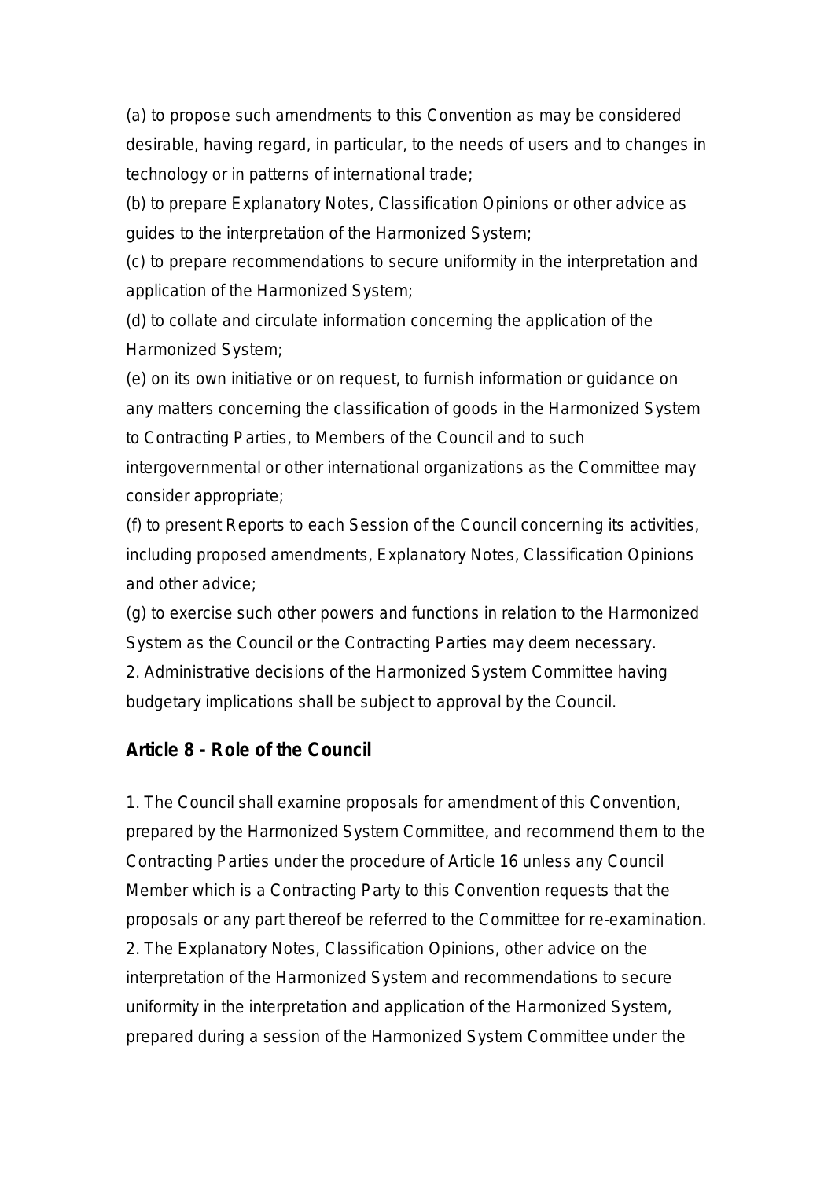(a) to propose such amendments to this Convention as may be considered desirable, having regard, in particular, to the needs of users and to changes in technology or in patterns of international trade;

(b) to prepare Explanatory Notes, Classification Opinions or other advice as guides to the interpretation of the Harmonized System;

(c) to prepare recommendations to secure uniformity in the interpretation and application of the Harmonized System;

(d) to collate and circulate information concerning the application of the Harmonized System;

(e) on its own initiative or on request, to furnish information or guidance on any matters concerning the classification of goods in the Harmonized System to Contracting Parties, to Members of the Council and to such intergovernmental or other international organizations as the Committee may consider appropriate;

(f) to present Reports to each Session of the Council concerning its activities, including proposed amendments, Explanatory Notes, Classification Opinions and other advice;

(g) to exercise such other powers and functions in relation to the Harmonized System as the Council or the Contracting Parties may deem necessary.

2. Administrative decisions of the Harmonized System Committee having budgetary implications shall be subject to approval by the Council.

## Article 8 - Role of the Council

1. The Council shall examine proposals for amendment of this Convention, prepared by the Harmonized System Committee, and recommend them to the Contracting Parties under the procedure of Article 16 unless any Council Member which is a Contracting Party to this Convention requests that the proposals or any part thereof be referred to the Committee for re-examination.

2. The Explanatory Notes, Classification Opinions, other advice on the interpretation of the Harmonized System and recommendations to secure uniformity in the interpretation and application of the Harmonized System, prepared during a session of the Harmonized System Committee under the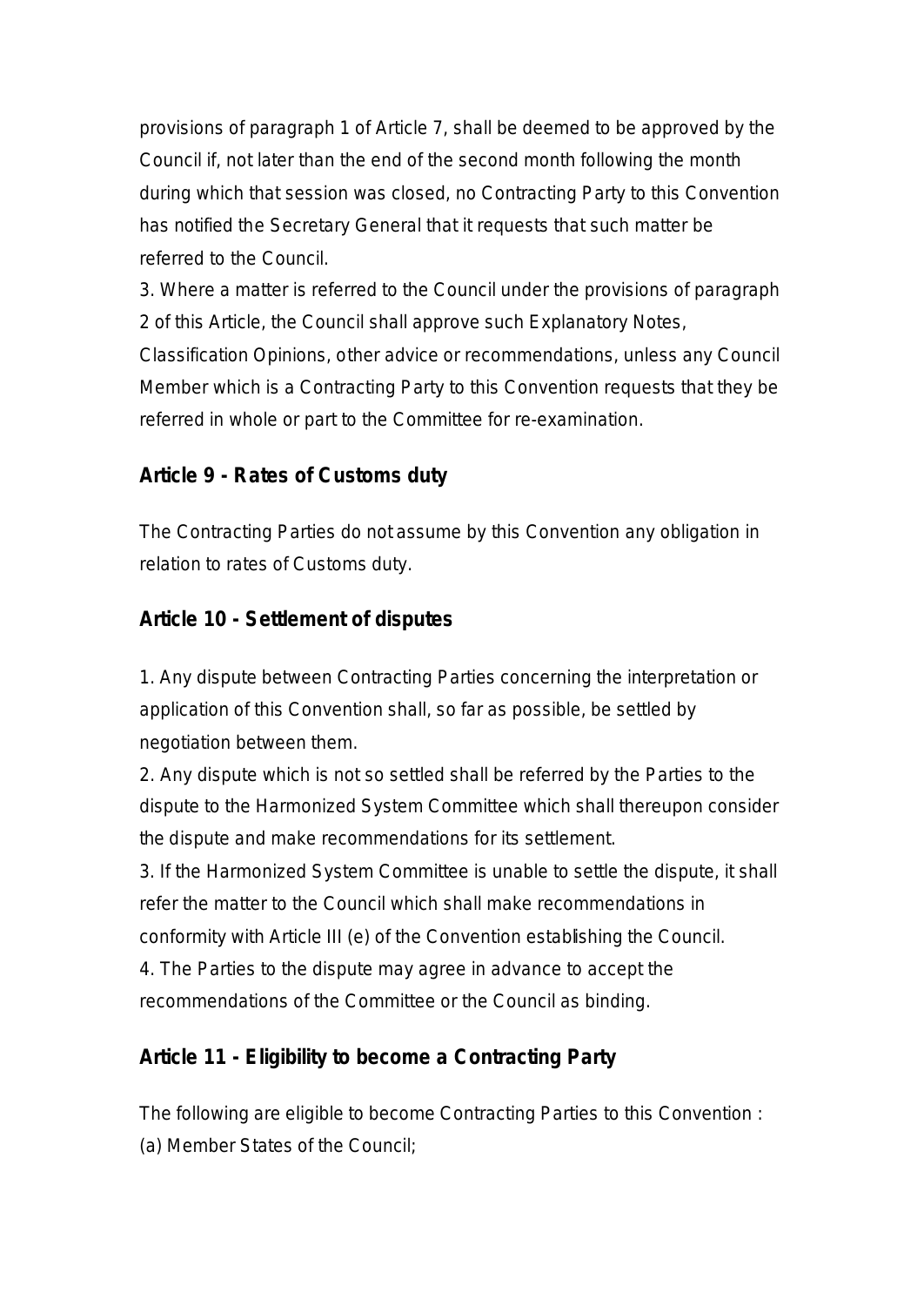provisions of paragraph 1 of Article 7, shall be deemed to be approved by the Council if, not later than the end of the second month following the month during which that session was closed, no Contracting Party to this Convention has notified the Secretary General that it requests that such matter be referred to the Council.

3. Where a matter is referred to the Council under the provisions of paragraph 2 of this Article, the Council shall approve such Explanatory Notes, Classification Opinions, other advice or recommendations, unless any Council Member which is a Contracting Party to this Convention requests that they be referred in whole or part to the Committee for re-examination.

## Article 9 - Rates of Customs duty

The Contracting Parties do not assume by this Convention any obligation in relation to rates of Customs duty.

## Article 10 - Settlement of disputes

1. Any dispute between Contracting Parties concerning the interpretation or application of this Convention shall, so far as possible, be settled by negotiation between them.
2. Any dispute which is not so settled shall be referred by the Parties to the dispute to the Harmonized System Committee which shall thereupon consider the dispute and make recommendations for its settlement.
3. If the Harmonized System Committee is unable to settle the dispute, it shall refer the matter to the Council which shall make recommendations in conformity with Article III (e) of the Convention establishing the Council.
4. The Parties to the dispute may agree in advance to accept the recommendations of the Committee or the Council as binding.

## Article 11 - Eligibility to become a Contracting Party

The following are eligible to become Contracting Parties to this Convention :
(a) Member States of the Council;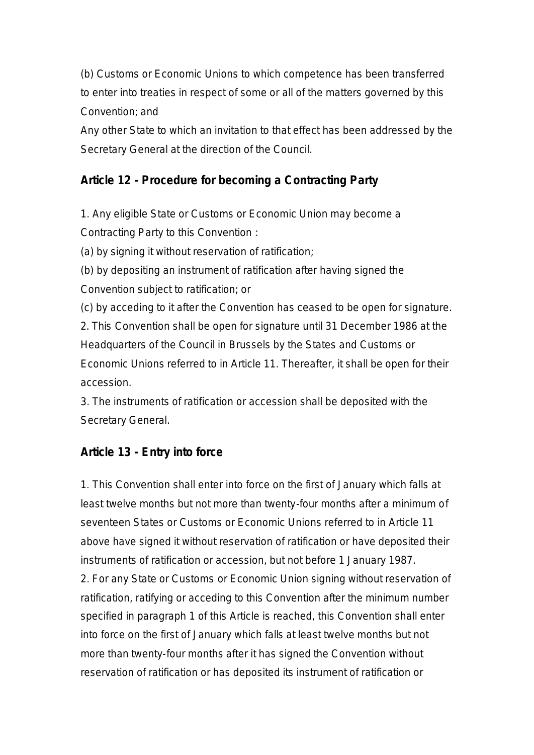(b) Customs or Economic Unions to which competence has been transferred to enter into treaties in respect of some or all of the matters governed by this Convention; and

Any other State to which an invitation to that effect has been addressed by the Secretary General at the direction of the Council.

### Article 12 - Procedure for becoming a Contracting Party

1. Any eligible State or Customs or Economic Union may become a Contracting Party to this Convention :

(a) by signing it without reservation of ratification;

(b) by depositing an instrument of ratification after having signed the Convention subject to ratification; or

(c) by acceding to it after the Convention has ceased to be open for signature.

2. This Convention shall be open for signature until 31 December 1986 at the Headquarters of the Council in Brussels by the States and Customs or Economic Unions referred to in Article 11. Thereafter, it shall be open for their accession.

3. The instruments of ratification or accession shall be deposited with the Secretary General.

### Article 13 - Entry into force

1. This Convention shall enter into force on the first of January which falls at least twelve months but not more than twenty-four months after a minimum of seventeen States or Customs or Economic Unions referred to in Article 11 above have signed it without reservation of ratification or have deposited their instruments of ratification or accession, but not before 1 January 1987.

2. For any State or Customs or Economic Union signing without reservation of ratification, ratifying or acceding to this Convention after the minimum number specified in paragraph 1 of this Article is reached, this Convention shall enter into force on the first of January which falls at least twelve months but not more than twenty-four months after it has signed the Convention without reservation of ratification or has deposited its instrument of ratification or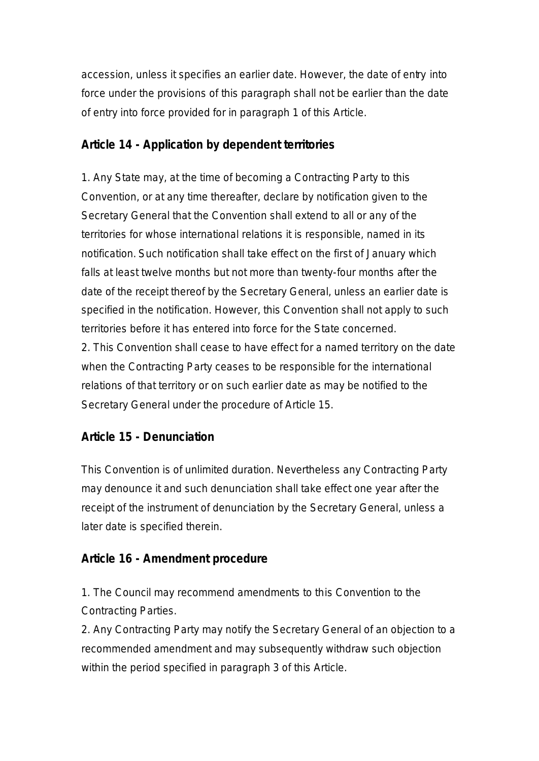accession, unless it specifies an earlier date. However, the date of entry into force under the provisions of this paragraph shall not be earlier than the date of entry into force provided for in paragraph 1 of this Article.

### Article 14 - Application by dependent territories

1. Any State may, at the time of becoming a Contracting Party to this Convention, or at any time thereafter, declare by notification given to the Secretary General that the Convention shall extend to all or any of the territories for whose international relations it is responsible, named in its notification. Such notification shall take effect on the first of January which falls at least twelve months but not more than twenty-four months after the date of the receipt thereof by the Secretary General, unless an earlier date is specified in the notification. However, this Convention shall not apply to such territories before it has entered into force for the State concerned.
2. This Convention shall cease to have effect for a named territory on the date when the Contracting Party ceases to be responsible for the international relations of that territory or on such earlier date as may be notified to the Secretary General under the procedure of Article 15.

### Article 15 - Denunciation

This Convention is of unlimited duration. Nevertheless any Contracting Party may denounce it and such denunciation shall take effect one year after the receipt of the instrument of denunciation by the Secretary General, unless a later date is specified therein.

### Article 16 - Amendment procedure

1. The Council may recommend amendments to this Convention to the Contracting Parties.
2. Any Contracting Party may notify the Secretary General of an objection to a recommended amendment and may subsequently withdraw such objection within the period specified in paragraph 3 of this Article.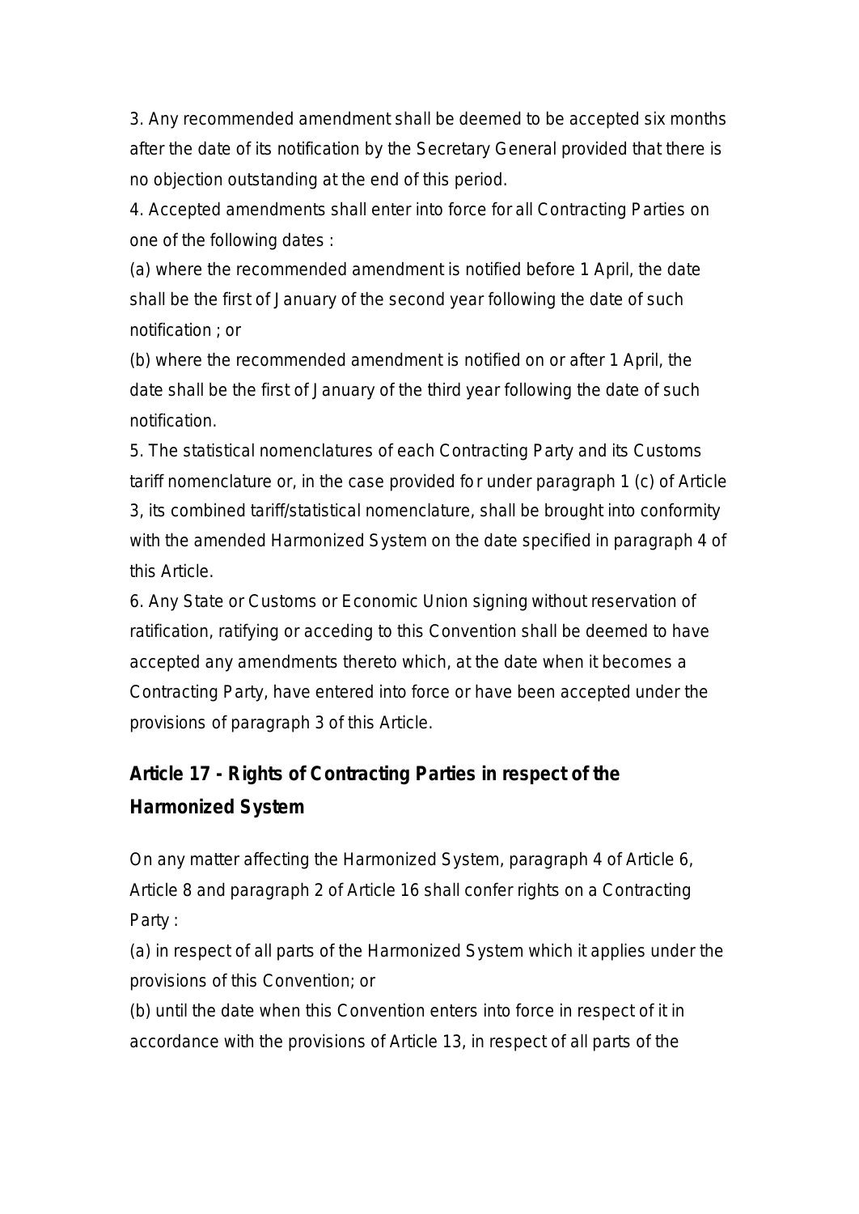3. Any recommended amendment shall be deemed to be accepted six months after the date of its notification by the Secretary General provided that there is no objection outstanding at the end of this period.

4. Accepted amendments shall enter into force for all Contracting Parties on one of the following dates :

(a) where the recommended amendment is notified before 1 April, the date shall be the first of January of the second year following the date of such notification ; or

(b) where the recommended amendment is notified on or after 1 April, the date shall be the first of January of the third year following the date of such notification.

5. The statistical nomenclatures of each Contracting Party and its Customs tariff nomenclature or, in the case provided for under paragraph 1 (c) of Article 3, its combined tariff/statistical nomenclature, shall be brought into conformity with the amended Harmonized System on the date specified in paragraph 4 of this Article.

6. Any State or Customs or Economic Union signing without reservation of ratification, ratifying or acceding to this Convention shall be deemed to have accepted any amendments thereto which, at the date when it becomes a Contracting Party, have entered into force or have been accepted under the provisions of paragraph 3 of this Article.

## Article 17 - Rights of Contracting Parties in respect of the Harmonized System

On any matter affecting the Harmonized System, paragraph 4 of Article 6, Article 8 and paragraph 2 of Article 16 shall confer rights on a Contracting Party :

(a) in respect of all parts of the Harmonized System which it applies under the provisions of this Convention; or

(b) until the date when this Convention enters into force in respect of it in accordance with the provisions of Article 13, in respect of all parts of the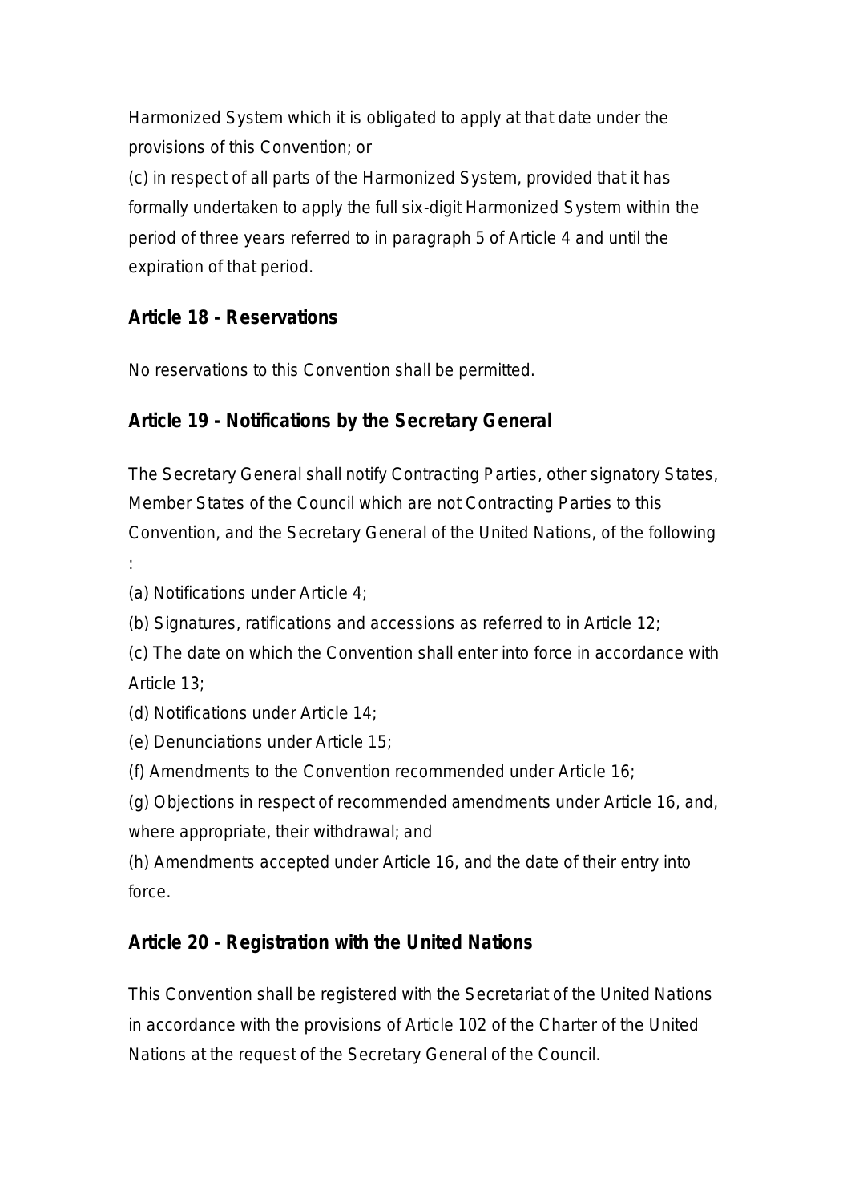Harmonized System which it is obligated to apply at that date under the provisions of this Convention; or

(c) in respect of all parts of the Harmonized System, provided that it has formally undertaken to apply the full six-digit Harmonized System within the period of three years referred to in paragraph 5 of Article 4 and until the expiration of that period.

## Article 18 - Reservations

No reservations to this Convention shall be permitted.

## Article 19 - Notifications by the Secretary General

The Secretary General shall notify Contracting Parties, other signatory States, Member States of the Council which are not Contracting Parties to this Convention, and the Secretary General of the United Nations, of the following :

(a) Notifications under Article 4;

(b) Signatures, ratifications and accessions as referred to in Article 12;

(c) The date on which the Convention shall enter into force in accordance with Article 13;

(d) Notifications under Article 14;

(e) Denunciations under Article 15;

(f) Amendments to the Convention recommended under Article 16;

(g) Objections in respect of recommended amendments under Article 16, and, where appropriate, their withdrawal; and

(h) Amendments accepted under Article 16, and the date of their entry into force.

## Article 20 - Registration with the United Nations

This Convention shall be registered with the Secretariat of the United Nations in accordance with the provisions of Article 102 of the Charter of the United Nations at the request of the Secretary General of the Council.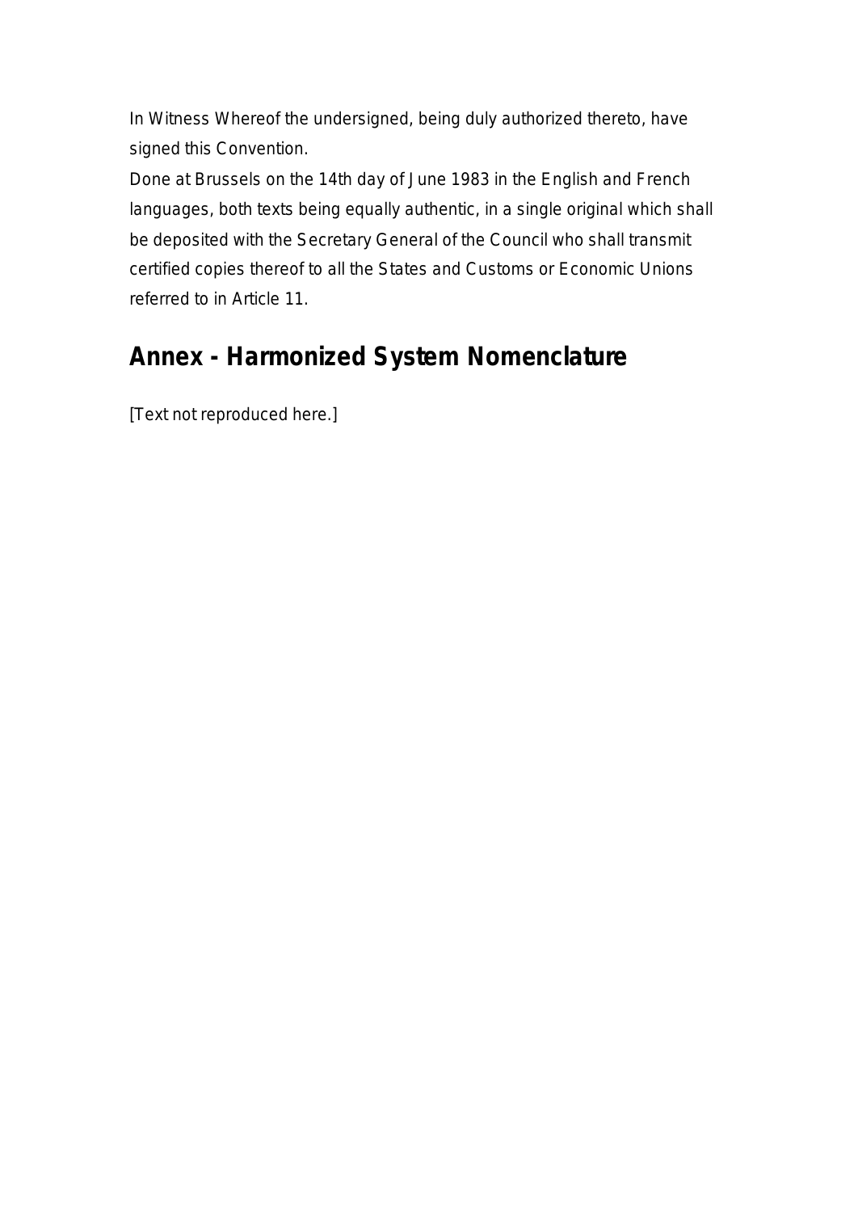In Witness Whereof the undersigned, being duly authorized thereto, have signed this Convention.

Done at Brussels on the 14th day of June 1983 in the English and French languages, both texts being equally authentic, in a single original which shall be deposited with the Secretary General of the Council who shall transmit certified copies thereof to all the States and Customs or Economic Unions referred to in Article 11.

## Annex - Harmonized System Nomenclature

[Text not reproduced here.]